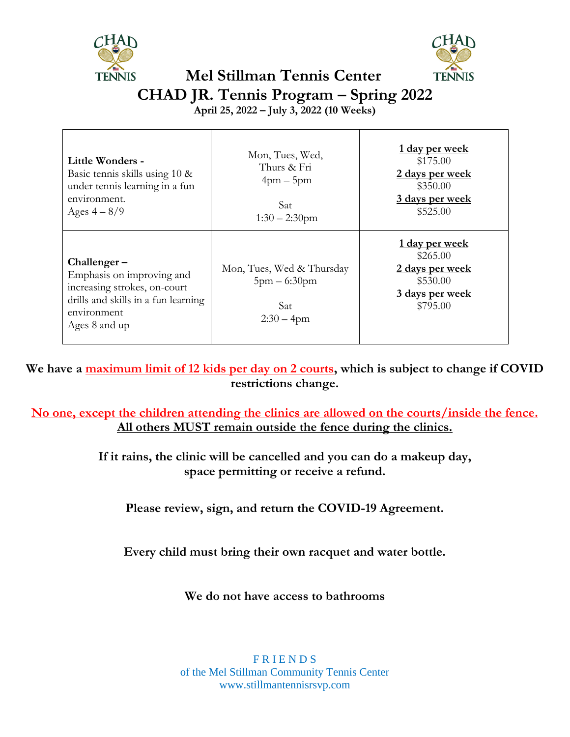# Mel Stillman Tennis Center

## CHAD JR. Tennis Program – Spring 2022

**April 25, 2022 – July 3, 2022 (10 Weeks)**

| Program | Schedule | Pricing |
|---|---|---|
| **Little Wonders -** Basic tennis skills using 10 & under tennis learning in a fun environment. Ages 4 – 8/9 | Mon, Tues, Wed, Thurs & Fri 4pm – 5pm<br><br>Sat 1:30 – 2:30pm | **1 day per week** $175.00<br>**2 days per week** $350.00<br>**3 days per week** $525.00 |
| **Challenger –** Emphasis on improving and increasing strokes, on-court drills and skills in a fun learning environment Ages 8 and up | Mon, Tues, Wed & Thursday 5pm – 6:30pm<br><br>Sat 2:30 – 4pm | **1 day per week** $265.00<br>**2 days per week** $530.00<br>**3 days per week** $795.00 |

**We have a maximum limit of 12 kids per day on 2 courts, which is subject to change if COVID restrictions change.**

**No one, except the children attending the clinics are allowed on the courts/inside the fence. All others MUST remain outside the fence during the clinics.**

**If it rains, the clinic will be cancelled and you can do a makeup day, space permitting or receive a refund.**

**Please review, sign, and return the COVID-19 Agreement.**

**Every child must bring their own racquet and water bottle.**

**We do not have access to bathrooms**

FRIENDS
of the Mel Stillman Community Tennis Center
www.stillmantennisrsvp.com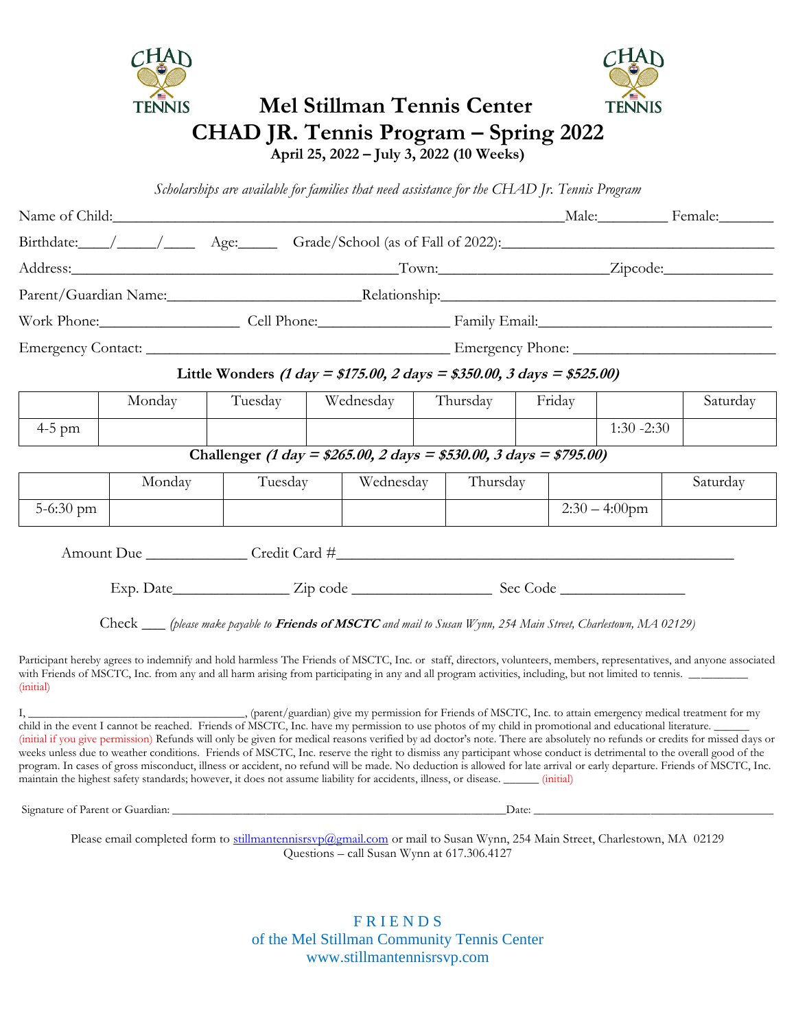# Mel Stillman Tennis Center

# CHAD JR. Tennis Program – Spring 2022

**April 25, 2022 – July 3, 2022 (10 Weeks)**

*Scholarships are available for families that need assistance for the CHAD Jr. Tennis Program*

Name of Child:_______________________________________________________________Male:_________ Female:_______

Birthdate:____/_____/____ Age:_____ Grade/School (as of Fall of 2022):____________________________________

Address:___________________________________________Town:______________________Zipcode:______________

Parent/Guardian Name:__________________________Relationship:____________________________________________

Work Phone:__________________ Cell Phone:_________________ Family Email:______________________________

Emergency Contact: _________________________________________ Emergency Phone: ___________________________

**Little Wonders** ***(1 day = $175.00, 2 days = $350.00, 3 days = $525.00)***

| | Monday | Tuesday | Wednesday | Thursday | Friday | | Saturday |
|---|---|---|---|---|---|---|---|
| 4-5 pm | | | | | | 1:30 -2:30 | |

**Challenger** ***(1 day = $265.00, 2 days = $530.00, 3 days = $795.00)***

| | Monday | Tuesday | Wednesday | Thursday | | Saturday |
|---|---|---|---|---|---|---|
| 5-6:30 pm | | | | | 2:30 – 4:00pm | |

Amount Due _____________ Credit Card #_____________________________________________________

Exp. Date_______________ Zip code __________________ Sec Code ________________

Check ___ *(please make payable to* ***Friends of MSCTC*** *and mail to Susan Wynn, 254 Main Street, Charlestown, MA 02129)*

Participant hereby agrees to indemnify and hold harmless The Friends of MSCTC, Inc. or staff, directors, volunteers, members, representatives, and anyone associated with Friends of MSCTC, Inc. from any and all harm arising from participating in any and all program activities, including, but not limited to tennis. _________ (initial)

I, ___________________________________, (parent/guardian) give my permission for Friends of MSCTC, Inc. to attain emergency medical treatment for my child in the event I cannot be reached. Friends of MSCTC, Inc. have my permission to use photos of my child in promotional and educational literature. ______ (initial if you give permission) Refunds will only be given for medical reasons verified by ad doctor's note. There are absolutely no refunds or credits for missed days or weeks unless due to weather conditions. Friends of MSCTC, Inc. reserve the right to dismiss any participant whose conduct is detrimental to the overall good of the program. In cases of gross misconduct, illness or accident, no refund will be made. No deduction is allowed for late arrival or early departure. Friends of MSCTC, Inc. maintain the highest safety standards; however, it does not assume liability for accidents, illness, or disease. ______ (initial)

Signature of Parent or Guardian: _________________________________________________________Date: ________________________________________

Please email completed form to stillmantennisrsvp@gmail.com or mail to Susan Wynn, 254 Main Street, Charlestown, MA 02129
Questions – call Susan Wynn at 617.306.4127

FRIENDS
of the Mel Stillman Community Tennis Center
www.stillmantennisrsvp.com